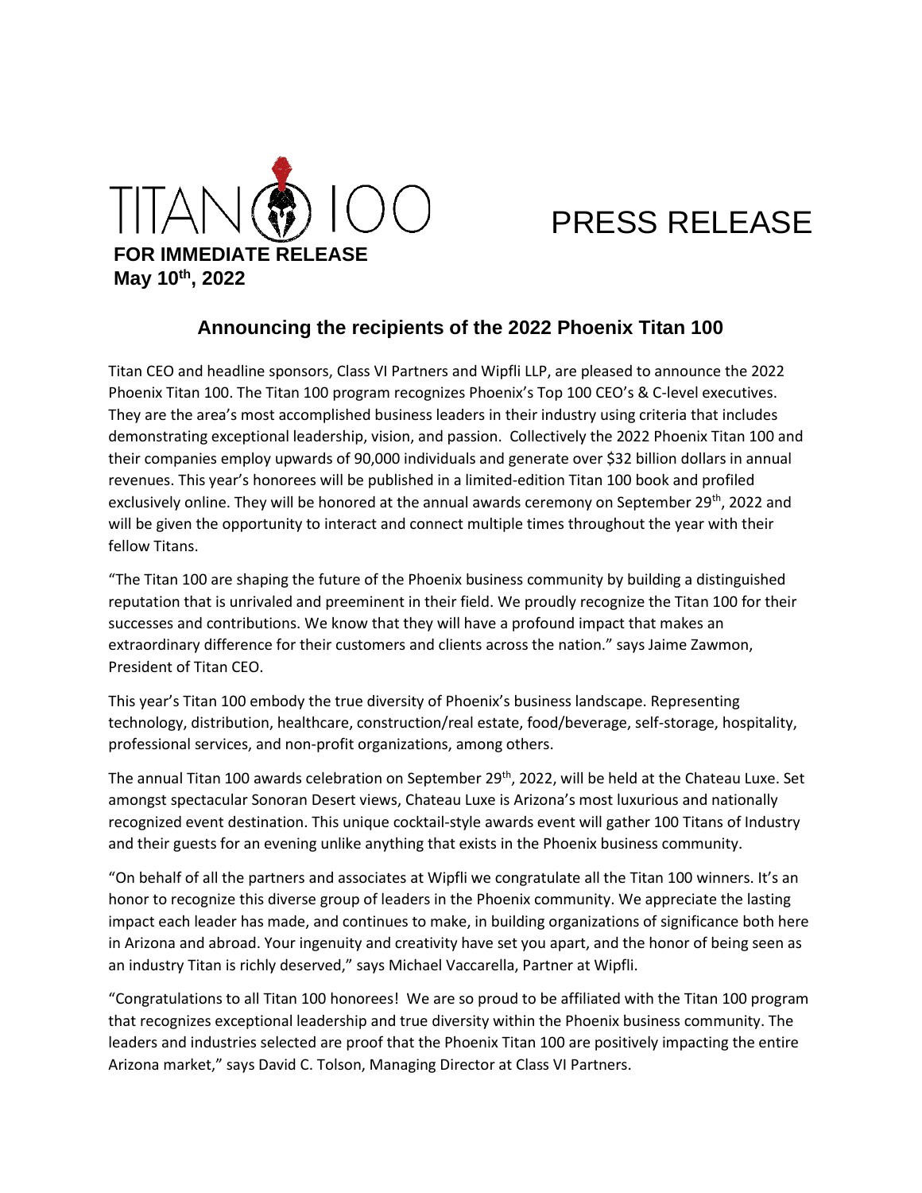TITAN 100

PRESS RELEASE

**FOR IMMEDIATE RELEASE**
**May 10th, 2022**

## Announcing the recipients of the 2022 Phoenix Titan 100

Titan CEO and headline sponsors, Class VI Partners and Wipfli LLP, are pleased to announce the 2022 Phoenix Titan 100. The Titan 100 program recognizes Phoenix's Top 100 CEO's & C-level executives. They are the area's most accomplished business leaders in their industry using criteria that includes demonstrating exceptional leadership, vision, and passion. Collectively the 2022 Phoenix Titan 100 and their companies employ upwards of 90,000 individuals and generate over $32 billion dollars in annual revenues. This year's honorees will be published in a limited-edition Titan 100 book and profiled exclusively online. They will be honored at the annual awards ceremony on September 29th, 2022 and will be given the opportunity to interact and connect multiple times throughout the year with their fellow Titans.

"The Titan 100 are shaping the future of the Phoenix business community by building a distinguished reputation that is unrivaled and preeminent in their field. We proudly recognize the Titan 100 for their successes and contributions. We know that they will have a profound impact that makes an extraordinary difference for their customers and clients across the nation." says Jaime Zawmon, President of Titan CEO.

This year's Titan 100 embody the true diversity of Phoenix's business landscape. Representing technology, distribution, healthcare, construction/real estate, food/beverage, self-storage, hospitality, professional services, and non-profit organizations, among others.

The annual Titan 100 awards celebration on September 29th, 2022, will be held at the Chateau Luxe. Set amongst spectacular Sonoran Desert views, Chateau Luxe is Arizona's most luxurious and nationally recognized event destination. This unique cocktail-style awards event will gather 100 Titans of Industry and their guests for an evening unlike anything that exists in the Phoenix business community.

"On behalf of all the partners and associates at Wipfli we congratulate all the Titan 100 winners. It's an honor to recognize this diverse group of leaders in the Phoenix community. We appreciate the lasting impact each leader has made, and continues to make, in building organizations of significance both here in Arizona and abroad. Your ingenuity and creativity have set you apart, and the honor of being seen as an industry Titan is richly deserved," says Michael Vaccarella, Partner at Wipfli.

"Congratulations to all Titan 100 honorees! We are so proud to be affiliated with the Titan 100 program that recognizes exceptional leadership and true diversity within the Phoenix business community. The leaders and industries selected are proof that the Phoenix Titan 100 are positively impacting the entire Arizona market," says David C. Tolson, Managing Director at Class VI Partners.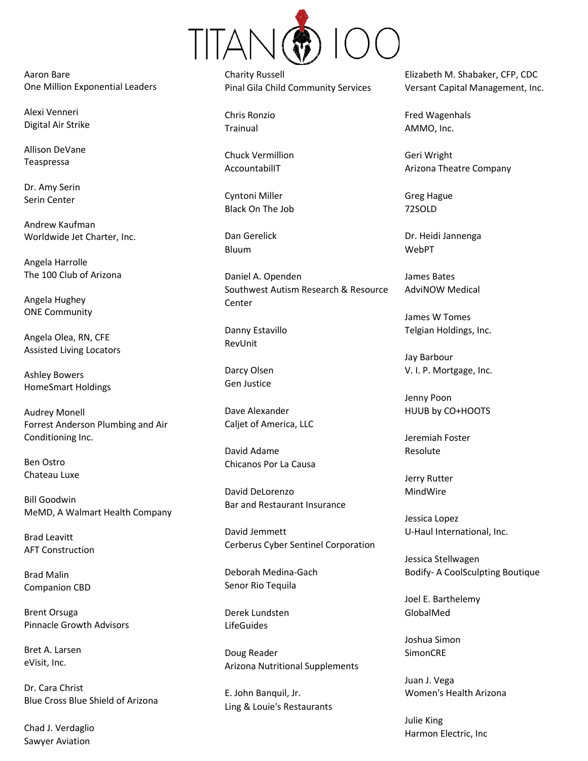# TITAN 100

Aaron Bare
One Million Exponential Leaders

Alexi Venneri
Digital Air Strike

Allison DeVane
Teaspressa

Dr. Amy Serin
Serin Center

Andrew Kaufman
Worldwide Jet Charter, Inc.

Angela Harrolle
The 100 Club of Arizona

Angela Hughey
ONE Community

Angela Olea, RN, CFE
Assisted Living Locators

Ashley Bowers
HomeSmart Holdings

Audrey Monell
Forrest Anderson Plumbing and Air Conditioning Inc.

Ben Ostro
Chateau Luxe

Bill Goodwin
MeMD, A Walmart Health Company

Brad Leavitt
AFT Construction

Brad Malin
Companion CBD

Brent Orsuga
Pinnacle Growth Advisors

Bret A. Larsen
eVisit, Inc.

Dr. Cara Christ
Blue Cross Blue Shield of Arizona

Chad J. Verdaglio
Sawyer Aviation

Charity Russell
Pinal Gila Child Community Services

Chris Ronzio
Trainual

Chuck Vermillion
AccountabilIT

Cyntoni Miller
Black On The Job

Dan Gerelick
Bluum

Daniel A. Openden
Southwest Autism Research & Resource Center

Danny Estavillo
RevUnit

Darcy Olsen
Gen Justice

Dave Alexander
Caljet of America, LLC

David Adame
Chicanos Por La Causa

David DeLorenzo
Bar and Restaurant Insurance

David Jemmett
Cerberus Cyber Sentinel Corporation

Deborah Medina-Gach
Senor Rio Tequila

Derek Lundsten
LifeGuides

Doug Reader
Arizona Nutritional Supplements

E. John Banquil, Jr.
Ling & Louie's Restaurants

Elizabeth M. Shabaker, CFP, CDC
Versant Capital Management, Inc.

Fred Wagenhals
AMMO, Inc.

Geri Wright
Arizona Theatre Company

Greg Hague
72SOLD

Dr. Heidi Jannenga
WebPT

James Bates
AdviNOW Medical

James W Tomes
Telgian Holdings, Inc.

Jay Barbour
V. I. P. Mortgage, Inc.

Jenny Poon
HUUB by CO+HOOTS

Jeremiah Foster
Resolute

Jerry Rutter
MindWire

Jessica Lopez
U-Haul International, Inc.

Jessica Stellwagen
Bodify- A CoolSculpting Boutique

Joel E. Barthelemy
GlobalMed

Joshua Simon
SimonCRE

Juan J. Vega
Women's Health Arizona

Julie King
Harmon Electric, Inc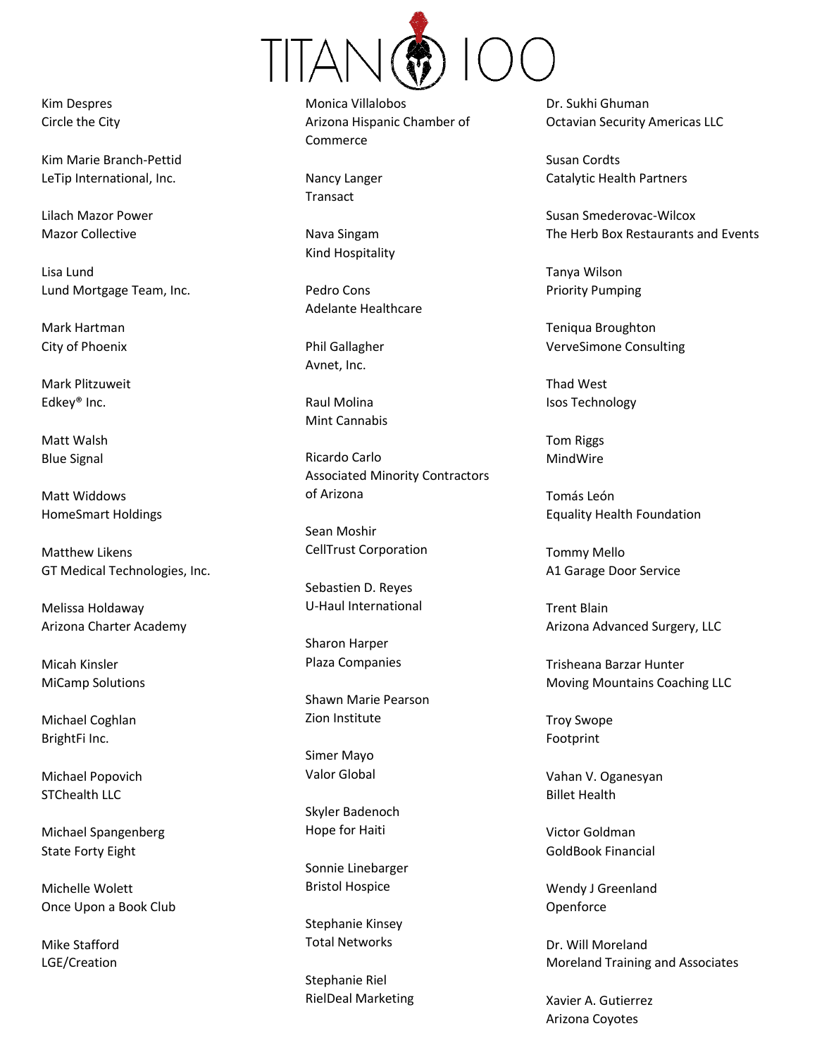# TITAN 100

Kim Despres
Circle the City

Kim Marie Branch-Pettid
LeTip International, Inc.

Lilach Mazor Power
Mazor Collective

Lisa Lund
Lund Mortgage Team, Inc.

Mark Hartman
City of Phoenix

Mark Plitzuweit
Edkey® Inc.

Matt Walsh
Blue Signal

Matt Widdows
HomeSmart Holdings

Matthew Likens
GT Medical Technologies, Inc.

Melissa Holdaway
Arizona Charter Academy

Micah Kinsler
MiCamp Solutions

Michael Coghlan
BrightFi Inc.

Michael Popovich
STChealth LLC

Michael Spangenberg
State Forty Eight

Michelle Wolett
Once Upon a Book Club

Mike Stafford
LGE/Creation

Monica Villalobos
Arizona Hispanic Chamber of Commerce

Nancy Langer
Transact

Nava Singam
Kind Hospitality

Pedro Cons
Adelante Healthcare

Phil Gallagher
Avnet, Inc.

Raul Molina
Mint Cannabis

Ricardo Carlo
Associated Minority Contractors of Arizona

Sean Moshir
CellTrust Corporation

Sebastien D. Reyes
U-Haul International

Sharon Harper
Plaza Companies

Shawn Marie Pearson
Zion Institute

Simer Mayo
Valor Global

Skyler Badenoch
Hope for Haiti

Sonnie Linebarger
Bristol Hospice

Stephanie Kinsey
Total Networks

Stephanie Riel
RielDeal Marketing

Dr. Sukhi Ghuman
Octavian Security Americas LLC

Susan Cordts
Catalytic Health Partners

Susan Smederovac-Wilcox
The Herb Box Restaurants and Events

Tanya Wilson
Priority Pumping

Teniqua Broughton
VerveSimone Consulting

Thad West
Isos Technology

Tom Riggs
MindWire

Tomás León
Equality Health Foundation

Tommy Mello
A1 Garage Door Service

Trent Blain
Arizona Advanced Surgery, LLC

Trisheana Barzar Hunter
Moving Mountains Coaching LLC

Troy Swope
Footprint

Vahan V. Oganesyan
Billet Health

Victor Goldman
GoldBook Financial

Wendy J Greenland
Openforce

Dr. Will Moreland
Moreland Training and Associates

Xavier A. Gutierrez
Arizona Coyotes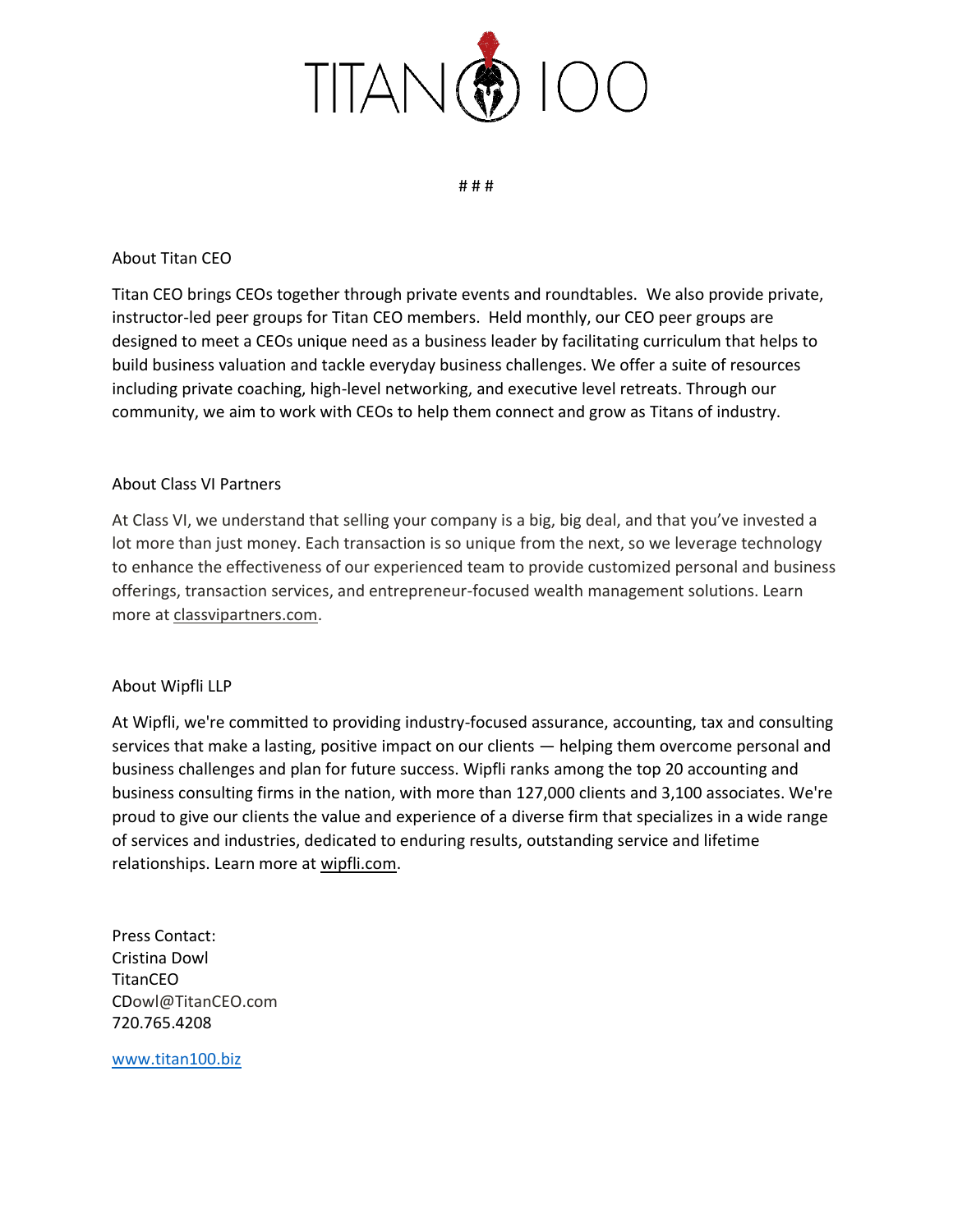TITAN 100

# # #

About Titan CEO

Titan CEO brings CEOs together through private events and roundtables.  We also provide private, instructor-led peer groups for Titan CEO members.  Held monthly, our CEO peer groups are designed to meet a CEOs unique need as a business leader by facilitating curriculum that helps to build business valuation and tackle everyday business challenges. We offer a suite of resources including private coaching, high-level networking, and executive level retreats. Through our community, we aim to work with CEOs to help them connect and grow as Titans of industry.

About Class VI Partners

At Class VI, we understand that selling your company is a big, big deal, and that you've invested a lot more than just money. Each transaction is so unique from the next, so we leverage technology to enhance the effectiveness of our experienced team to provide customized personal and business offerings, transaction services, and entrepreneur-focused wealth management solutions. Learn more at classvipartners.com.

About Wipfli LLP

At Wipfli, we're committed to providing industry-focused assurance, accounting, tax and consulting services that make a lasting, positive impact on our clients — helping them overcome personal and business challenges and plan for future success. Wipfli ranks among the top 20 accounting and business consulting firms in the nation, with more than 127,000 clients and 3,100 associates. We're proud to give our clients the value and experience of a diverse firm that specializes in a wide range of services and industries, dedicated to enduring results, outstanding service and lifetime relationships. Learn more at wipfli.com.

Press Contact:  
Cristina Dowl  
TitanCEO  
CDowl@TitanCEO.com  
720.765.4208

www.titan100.biz